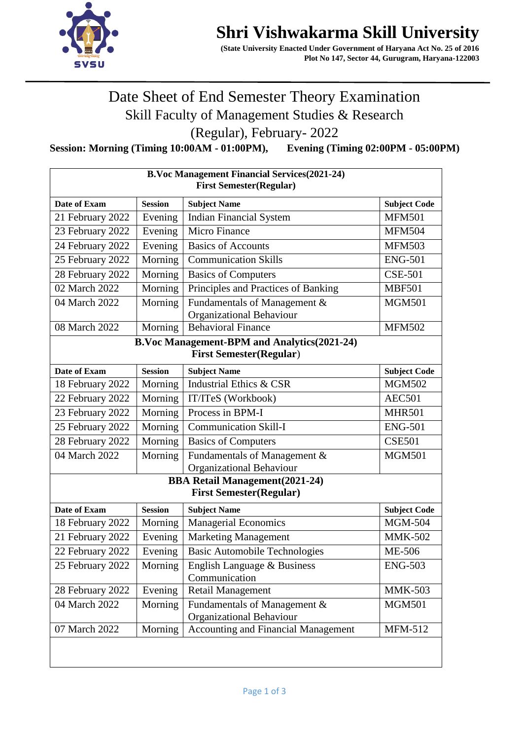# Shri Vishwakarma Skill University

**(State University Enacted Under Government of Haryana Act No. 25 of 2016**
**Plot No 147, Sector 44, Gurugram, Haryana-122003**

## Date Sheet of End Semester Theory Examination
## Skill Faculty of Management Studies & Research
## (Regular), February- 2022

**Session: Morning (Timing 10:00AM - 01:00PM), Evening (Timing 02:00PM - 05:00PM)**

**B.Voc Management Financial Services(2021-24)**
**First Semester(Regular)**

| Date of Exam | Session | Subject Name | Subject Code |
|---|---|---|---|
| 21 February 2022 | Evening | Indian Financial System | MFM501 |
| 23 February 2022 | Evening | Micro Finance | MFM504 |
| 24 February 2022 | Evening | Basics of Accounts | MFM503 |
| 25 February 2022 | Morning | Communication Skills | ENG-501 |
| 28 February 2022 | Morning | Basics of Computers | CSE-501 |
| 02 March 2022 | Morning | Principles and Practices of Banking | MBF501 |
| 04 March 2022 | Morning | Fundamentals of Management & Organizational Behaviour | MGM501 |
| 08 March 2022 | Morning | Behavioral Finance | MFM502 |

**B.Voc Management-BPM and Analytics(2021-24)**
**First Semester(Regular)**

| Date of Exam | Session | Subject Name | Subject Code |
|---|---|---|---|
| 18 February 2022 | Morning | Industrial Ethics & CSR | MGM502 |
| 22 February 2022 | Morning | IT/ITeS (Workbook) | AEC501 |
| 23 February 2022 | Morning | Process in BPM-I | MHR501 |
| 25 February 2022 | Morning | Communication Skill-I | ENG-501 |
| 28 February 2022 | Morning | Basics of Computers | CSE501 |
| 04 March 2022 | Morning | Fundamentals of Management & Organizational Behaviour | MGM501 |

**BBA Retail Management(2021-24)**
**First Semester(Regular)**

| Date of Exam | Session | Subject Name | Subject Code |
|---|---|---|---|
| 18 February 2022 | Morning | Managerial Economics | MGM-504 |
| 21 February 2022 | Evening | Marketing Management | MMK-502 |
| 22 February 2022 | Evening | Basic Automobile Technologies | ME-506 |
| 25 February 2022 | Morning | English Language & Business Communication | ENG-503 |
| 28 February 2022 | Evening | Retail Management | MMK-503 |
| 04 March 2022 | Morning | Fundamentals of Management & Organizational Behaviour | MGM501 |
| 07 March 2022 | Morning | Accounting and Financial Management | MFM-512 |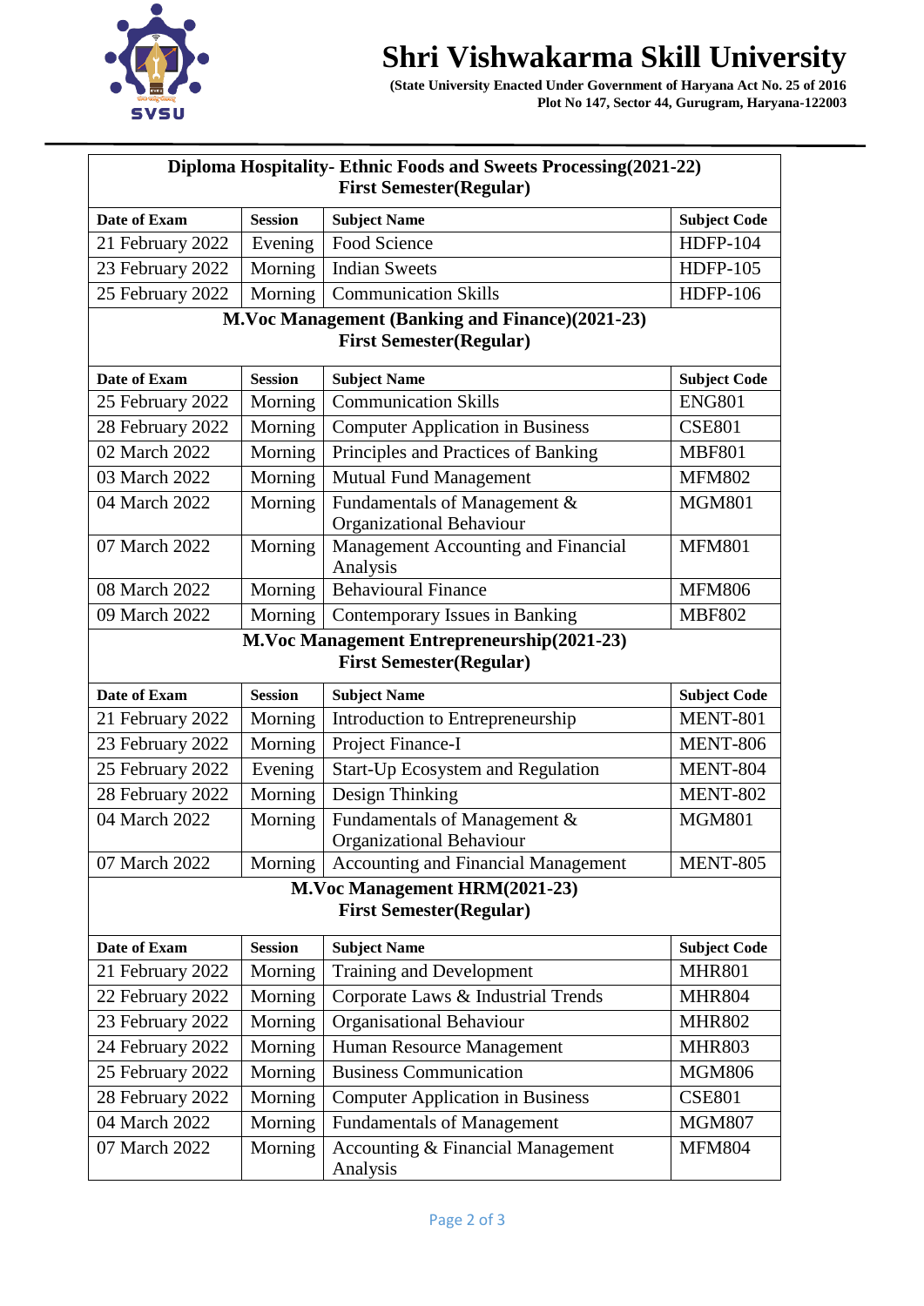# Shri Vishwakarma Skill University

**(State University Enacted Under Government of Haryana Act No. 25 of 2016**
**Plot No 147, Sector 44, Gurugram, Haryana-122003**

**Diploma Hospitality- Ethnic Foods and Sweets Processing(2021-22)**
**First Semester(Regular)**

| Date of Exam | Session | Subject Name | Subject Code |
|---|---|---|---|
| 21 February 2022 | Evening | Food Science | HDFP-104 |
| 23 February 2022 | Morning | Indian Sweets | HDFP-105 |
| 25 February 2022 | Morning | Communication Skills | HDFP-106 |

**M.Voc Management (Banking and Finance)(2021-23)**
**First Semester(Regular)**

| Date of Exam | Session | Subject Name | Subject Code |
|---|---|---|---|
| 25 February 2022 | Morning | Communication Skills | ENG801 |
| 28 February 2022 | Morning | Computer Application in Business | CSE801 |
| 02 March 2022 | Morning | Principles and Practices of Banking | MBF801 |
| 03 March 2022 | Morning | Mutual Fund Management | MFM802 |
| 04 March 2022 | Morning | Fundamentals of Management & Organizational Behaviour | MGM801 |
| 07 March 2022 | Morning | Management Accounting and Financial Analysis | MFM801 |
| 08 March 2022 | Morning | Behavioural Finance | MFM806 |
| 09 March 2022 | Morning | Contemporary Issues in Banking | MBF802 |

**M.Voc Management Entrepreneurship(2021-23)**
**First Semester(Regular)**

| Date of Exam | Session | Subject Name | Subject Code |
|---|---|---|---|
| 21 February 2022 | Morning | Introduction to Entrepreneurship | MENT-801 |
| 23 February 2022 | Morning | Project Finance-I | MENT-806 |
| 25 February 2022 | Evening | Start-Up Ecosystem and Regulation | MENT-804 |
| 28 February 2022 | Morning | Design Thinking | MENT-802 |
| 04 March 2022 | Morning | Fundamentals of Management & Organizational Behaviour | MGM801 |
| 07 March 2022 | Morning | Accounting and Financial Management | MENT-805 |

**M.Voc Management HRM(2021-23)**
**First Semester(Regular)**

| Date of Exam | Session | Subject Name | Subject Code |
|---|---|---|---|
| 21 February 2022 | Morning | Training and Development | MHR801 |
| 22 February 2022 | Morning | Corporate Laws & Industrial Trends | MHR804 |
| 23 February 2022 | Morning | Organisational Behaviour | MHR802 |
| 24 February 2022 | Morning | Human Resource Management | MHR803 |
| 25 February 2022 | Morning | Business Communication | MGM806 |
| 28 February 2022 | Morning | Computer Application in Business | CSE801 |
| 04 March 2022 | Morning | Fundamentals of Management | MGM807 |
| 07 March 2022 | Morning | Accounting & Financial Management Analysis | MFM804 |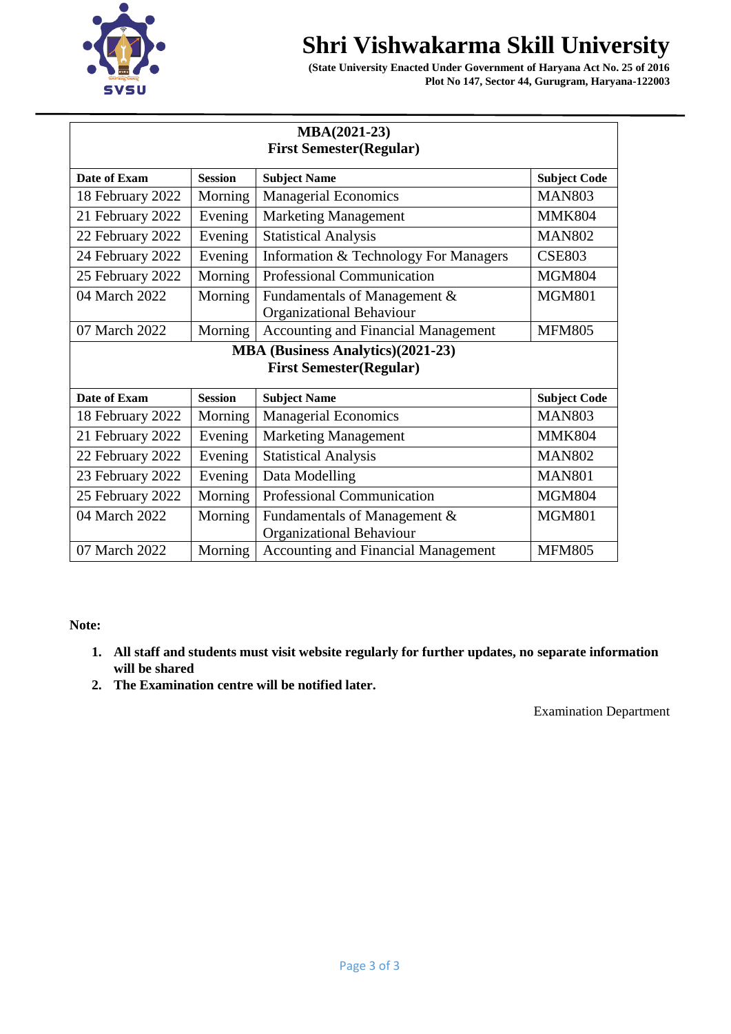# Shri Vishwakarma Skill University

**(State University Enacted Under Government of Haryana Act No. 25 of 2016**
**Plot No 147, Sector 44, Gurugram, Haryana-122003**

## MBA(2021-23)
## First Semester(Regular)

| Date of Exam | Session | Subject Name | Subject Code |
|---|---|---|---|
| 18 February 2022 | Morning | Managerial Economics | MAN803 |
| 21 February 2022 | Evening | Marketing Management | MMK804 |
| 22 February 2022 | Evening | Statistical Analysis | MAN802 |
| 24 February 2022 | Evening | Information & Technology For Managers | CSE803 |
| 25 February 2022 | Morning | Professional Communication | MGM804 |
| 04 March 2022 | Morning | Fundamentals of Management & Organizational Behaviour | MGM801 |
| 07 March 2022 | Morning | Accounting and Financial Management | MFM805 |

## MBA (Business Analytics)(2021-23)
## First Semester(Regular)

| Date of Exam | Session | Subject Name | Subject Code |
|---|---|---|---|
| 18 February 2022 | Morning | Managerial Economics | MAN803 |
| 21 February 2022 | Evening | Marketing Management | MMK804 |
| 22 February 2022 | Evening | Statistical Analysis | MAN802 |
| 23 February 2022 | Evening | Data Modelling | MAN801 |
| 25 February 2022 | Morning | Professional Communication | MGM804 |
| 04 March 2022 | Morning | Fundamentals of Management & Organizational Behaviour | MGM801 |
| 07 March 2022 | Morning | Accounting and Financial Management | MFM805 |

**Note:**

1. **All staff and students must visit website regularly for further updates, no separate information will be shared**
2. **The Examination centre will be notified later.**

Examination Department